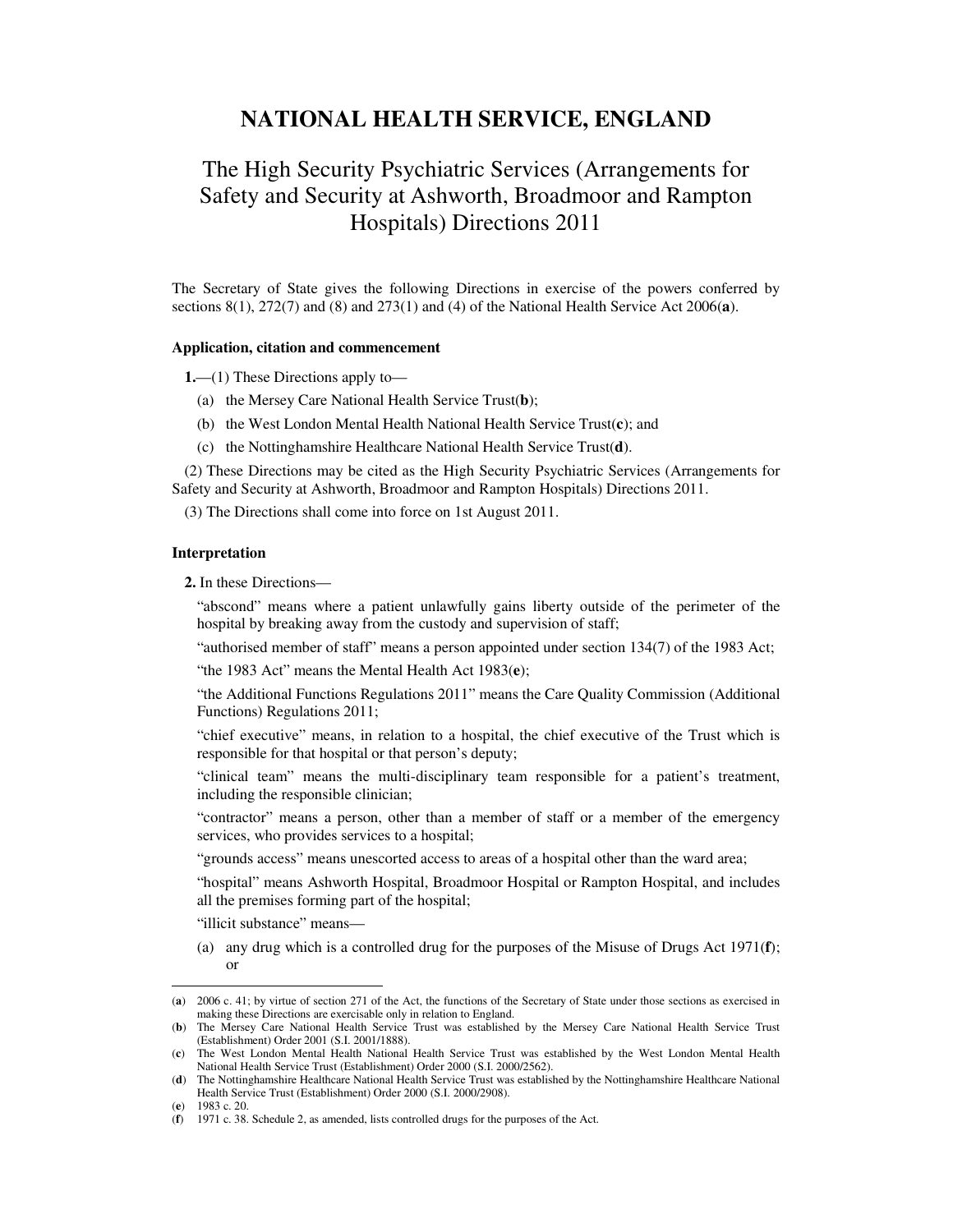# NATIONAL HEALTH SERVICE, ENGLAND

## The High Security Psychiatric Services (Arrangements for Safety and Security at Ashworth, Broadmoor and Rampton Hospitals) Directions 2011

The Secretary of State gives the following Directions in exercise of the powers conferred by sections 8(1), 272(7) and (8) and 273(1) and (4) of the National Health Service Act 2006(**a**).

### Application, citation and commencement

**1.**—(1) These Directions apply to—

(a) the Mersey Care National Health Service Trust(**b**);

(b) the West London Mental Health National Health Service Trust(**c**); and

(c) the Nottinghamshire Healthcare National Health Service Trust(**d**).

(2) These Directions may be cited as the High Security Psychiatric Services (Arrangements for Safety and Security at Ashworth, Broadmoor and Rampton Hospitals) Directions 2011.

(3) The Directions shall come into force on 1st August 2011.

### Interpretation

**2.** In these Directions—

"abscond" means where a patient unlawfully gains liberty outside of the perimeter of the hospital by breaking away from the custody and supervision of staff;

"authorised member of staff" means a person appointed under section 134(7) of the 1983 Act;

"the 1983 Act" means the Mental Health Act 1983(**e**);

"the Additional Functions Regulations 2011" means the Care Quality Commission (Additional Functions) Regulations 2011;

"chief executive" means, in relation to a hospital, the chief executive of the Trust which is responsible for that hospital or that person's deputy;

"clinical team" means the multi-disciplinary team responsible for a patient's treatment, including the responsible clinician;

"contractor" means a person, other than a member of staff or a member of the emergency services, who provides services to a hospital;

"grounds access" means unescorted access to areas of a hospital other than the ward area;

"hospital" means Ashworth Hospital, Broadmoor Hospital or Rampton Hospital, and includes all the premises forming part of the hospital;

"illicit substance" means—

(a) any drug which is a controlled drug for the purposes of the Misuse of Drugs Act 1971(**f**); or

---

(**a**) 2006 c. 41; by virtue of section 271 of the Act, the functions of the Secretary of State under those sections as exercised in making these Directions are exercisable only in relation to England.

(**b**) The Mersey Care National Health Service Trust was established by the Mersey Care National Health Service Trust (Establishment) Order 2001 (S.I. 2001/1888).

(**c**) The West London Mental Health National Health Service Trust was established by the West London Mental Health National Health Service Trust (Establishment) Order 2000 (S.I. 2000/2562).

(**d**) The Nottinghamshire Healthcare National Health Service Trust was established by the Nottinghamshire Healthcare National Health Service Trust (Establishment) Order 2000 (S.I. 2000/2908).

(**e**) 1983 c. 20.

(**f**) 1971 c. 38. Schedule 2, as amended, lists controlled drugs for the purposes of the Act.